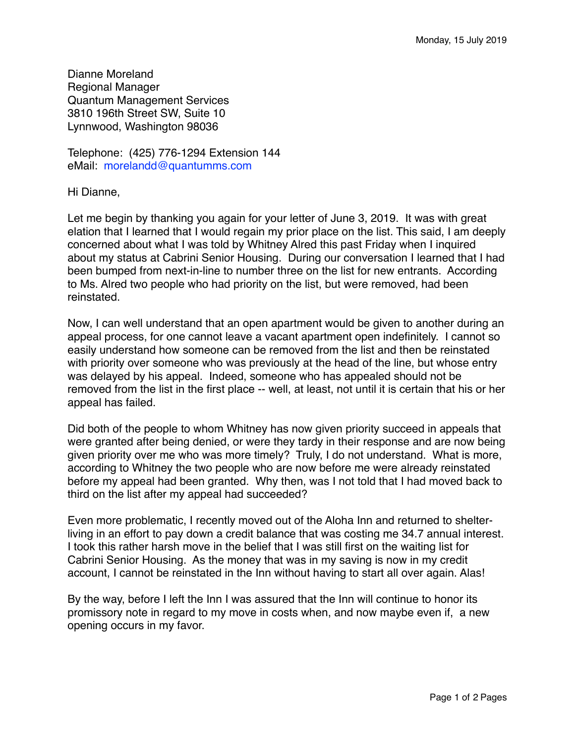Monday, 15 July 2019

Dianne Moreland  
Regional Manager  
Quantum Management Services  
3810 196th Street SW, Suite 10  
Lynnwood, Washington 98036

Telephone: (425) 776-1294 Extension 144  
eMail: morelandd@quantumms.com

Hi Dianne,

Let me begin by thanking you again for your letter of June 3, 2019. It was with great elation that I learned that I would regain my prior place on the list. This said, I am deeply concerned about what I was told by Whitney Alred this past Friday when I inquired about my status at Cabrini Senior Housing. During our conversation I learned that I had been bumped from next-in-line to number three on the list for new entrants. According to Ms. Alred two people who had priority on the list, but were removed, had been reinstated.

Now, I can well understand that an open apartment would be given to another during an appeal process, for one cannot leave a vacant apartment open indefinitely. I cannot so easily understand how someone can be removed from the list and then be reinstated with priority over someone who was previously at the head of the line, but whose entry was delayed by his appeal. Indeed, someone who has appealed should not be removed from the list in the first place -- well, at least, not until it is certain that his or her appeal has failed.

Did both of the people to whom Whitney has now given priority succeed in appeals that were granted after being denied, or were they tardy in their response and are now being given priority over me who was more timely? Truly, I do not understand. What is more, according to Whitney the two people who are now before me were already reinstated before my appeal had been granted. Why then, was I not told that I had moved back to third on the list after my appeal had succeeded?

Even more problematic, I recently moved out of the Aloha Inn and returned to shelter-living in an effort to pay down a credit balance that was costing me 34.7 annual interest. I took this rather harsh move in the belief that I was still first on the waiting list for Cabrini Senior Housing. As the money that was in my saving is now in my credit account, I cannot be reinstated in the Inn without having to start all over again. Alas!

By the way, before I left the Inn I was assured that the Inn will continue to honor its promissory note in regard to my move in costs when, and now maybe even if, a new opening occurs in my favor.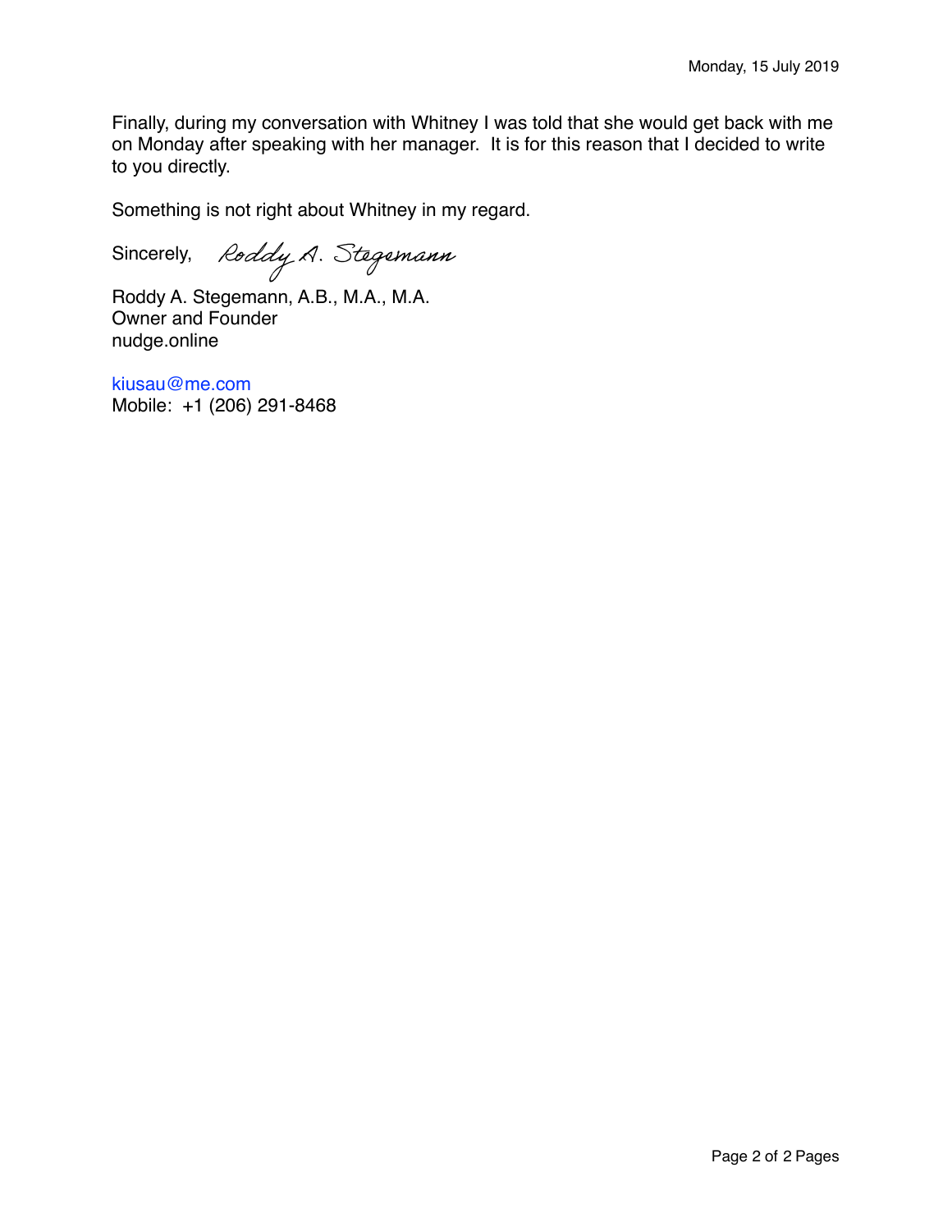Finally, during my conversation with Whitney I was told that she would get back with me on Monday after speaking with her manager. It is for this reason that I decided to write to you directly.

Something is not right about Whitney in my regard.

Sincerely, *Roddy A. Stegemann*

Roddy A. Stegemann, A.B., M.A., M.A.
Owner and Founder
nudge.online

kiusau@me.com
Mobile: +1 (206) 291-8468